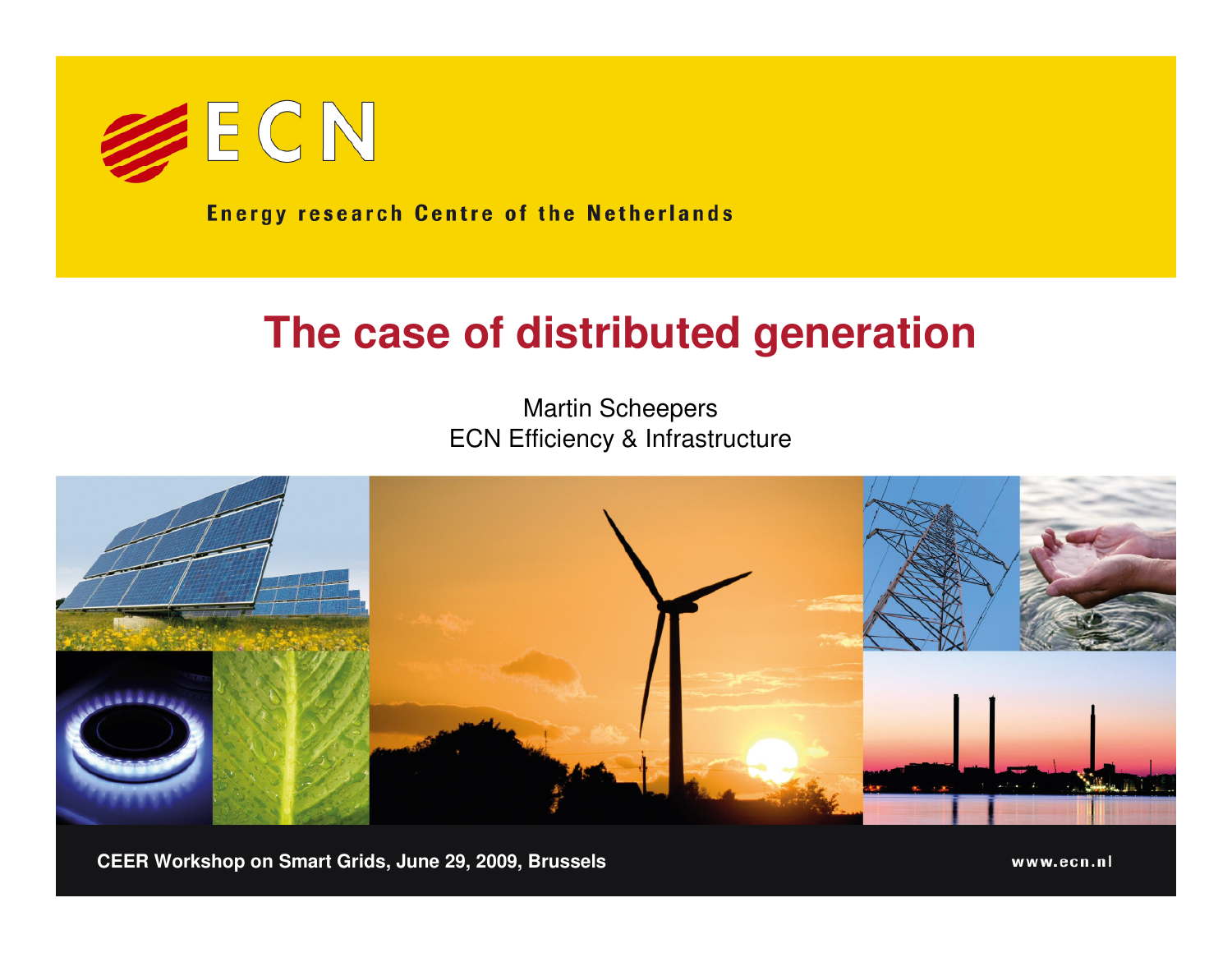ECN

Energy research Centre of the Netherlands

# The case of distributed generation

Martin Scheepers
ECN Efficiency & Infrastructure

CEER Workshop on Smart Grids, June 29, 2009, Brussels

www.ecn.nl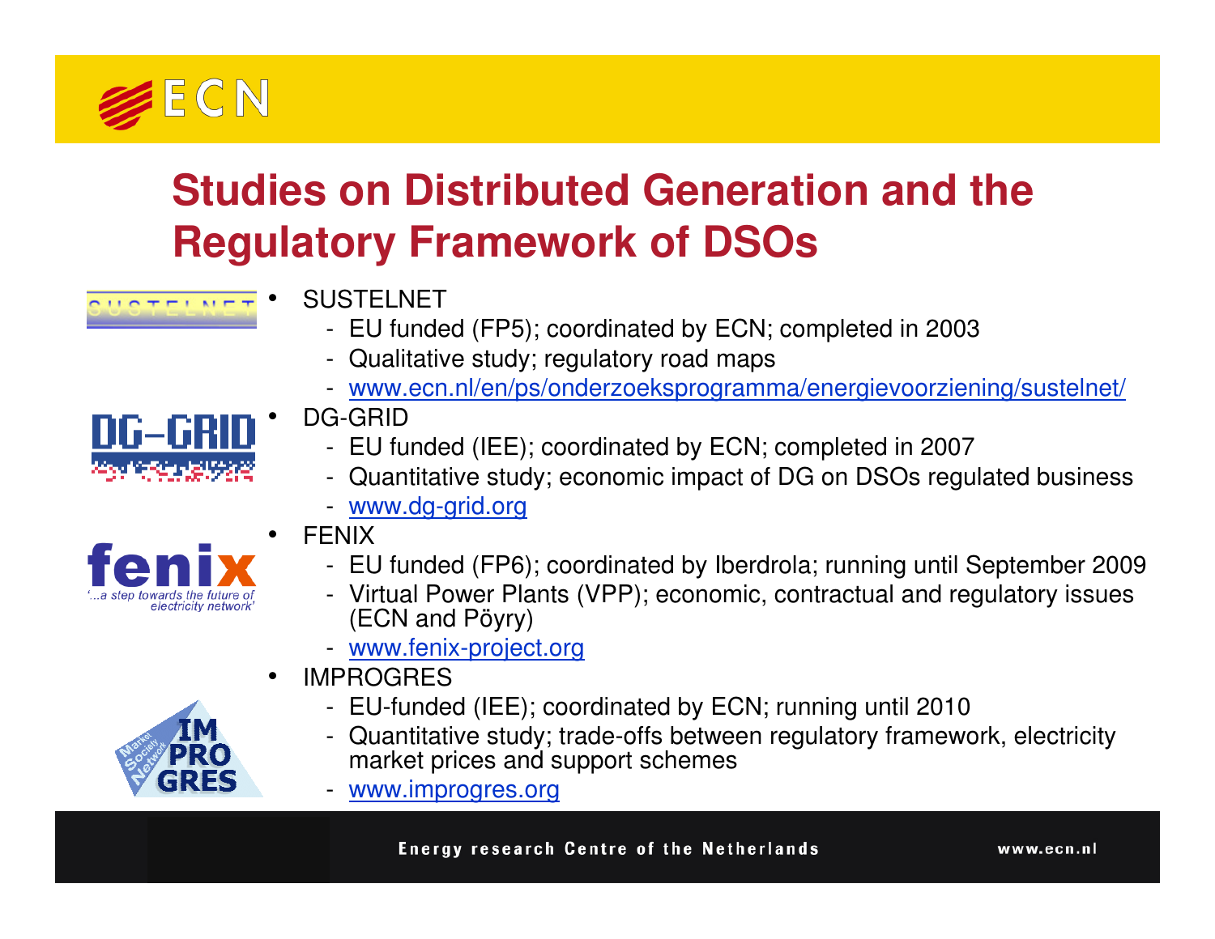## Studies on Distributed Generation and the Regulatory Framework of DSOs

- SUSTELNET
  - EU funded (FP5); coordinated by ECN; completed in 2003
  - Qualitative study; regulatory road maps
  - www.ecn.nl/en/ps/onderzoeksprogramma/energievoorziening/sustelnet/
- DG-GRID
  - EU funded (IEE); coordinated by ECN; completed in 2007
  - Quantitative study; economic impact of DG on DSOs regulated business
  - www.dg-grid.org
- FENIX
  - EU funded (FP6); coordinated by Iberdrola; running until September 2009
  - Virtual Power Plants (VPP); economic, contractual and regulatory issues (ECN and Pöyry)
  - www.fenix-project.org
- IMPROGRES
  - EU-funded (IEE); coordinated by ECN; running until 2010
  - Quantitative study; trade-offs between regulatory framework, electricity market prices and support schemes
  - www.improgres.org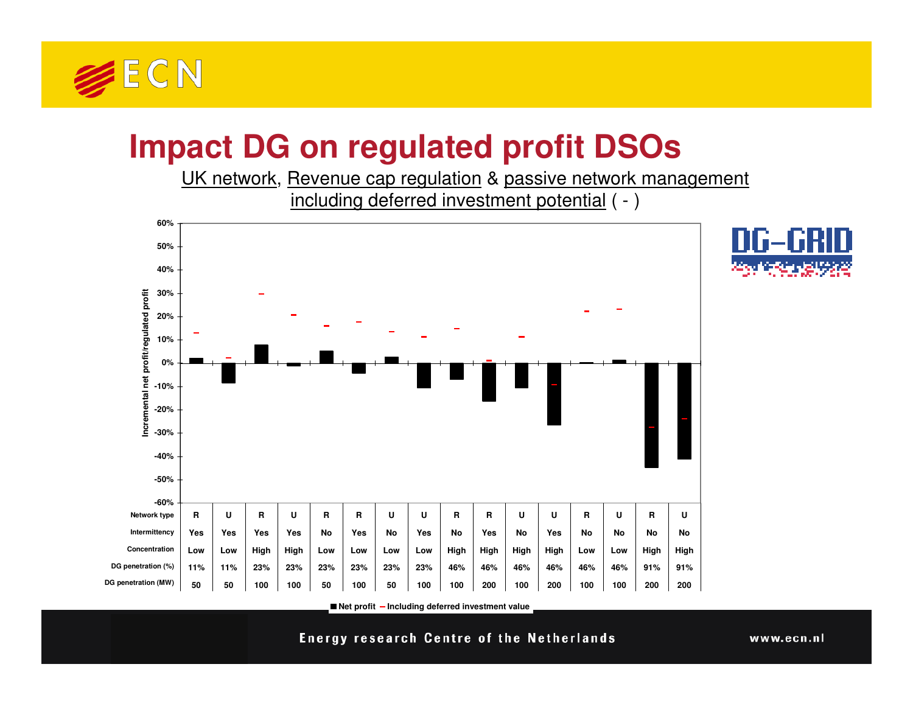# Impact DG on regulated profit DSOs

UK network, Revenue cap regulation & passive network management including deferred investment potential ( - )

| Network type | R | U | R | U | R | R | U | U | R | R | U | U | R | U | R | U |
|---|---|---|---|---|---|---|---|---|---|---|---|---|---|---|---|---|
| Intermittency | Yes | Yes | Yes | Yes | No | Yes | No | Yes | No | Yes | No | Yes | No | No | No | No |
| Concentration | Low | Low | High | High | Low | Low | Low | Low | High | High | High | High | Low | Low | High | High |
| DG penetration (%) | 11% | 11% | 23% | 23% | 23% | 23% | 23% | 23% | 46% | 46% | 46% | 46% | 46% | 46% | 91% | 91% |
| DG penetration (MW) | 50 | 50 | 100 | 100 | 50 | 100 | 50 | 100 | 100 | 200 | 100 | 200 | 100 | 100 | 200 | 200 |

Incremental net profit/regulated profit

■ Net profit – Including deferred investment value

Energy research Centre of the Netherlands

www.ecn.nl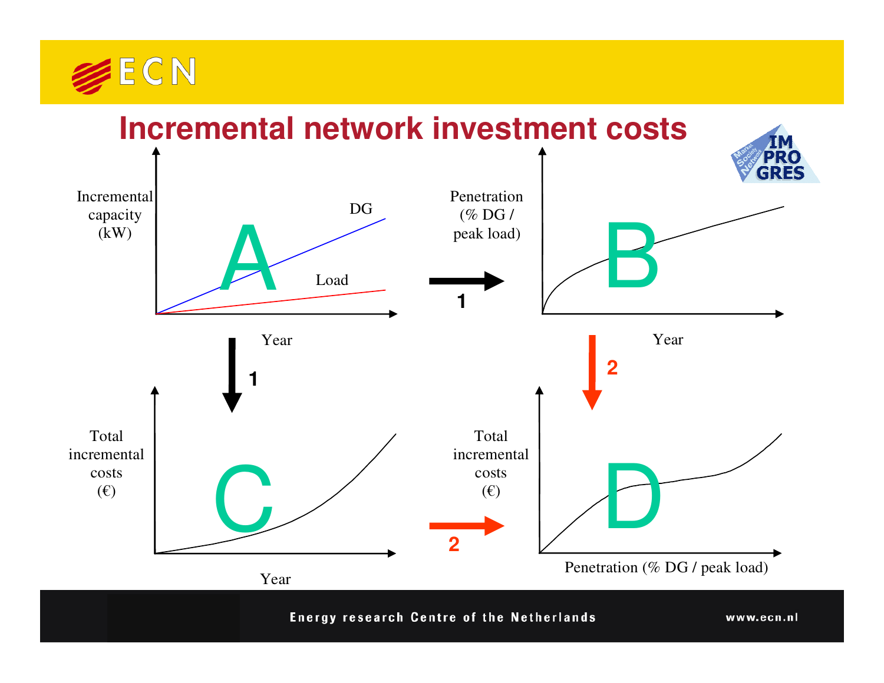# Incremental network investment costs

Incremental capacity (kW)

DG

A

Load

Year

1

Penetration (% DG / peak load)

B

Year

1

2

Total incremental costs (€)

C

Year

2

Total incremental costs (€)

D

Penetration (% DG / peak load)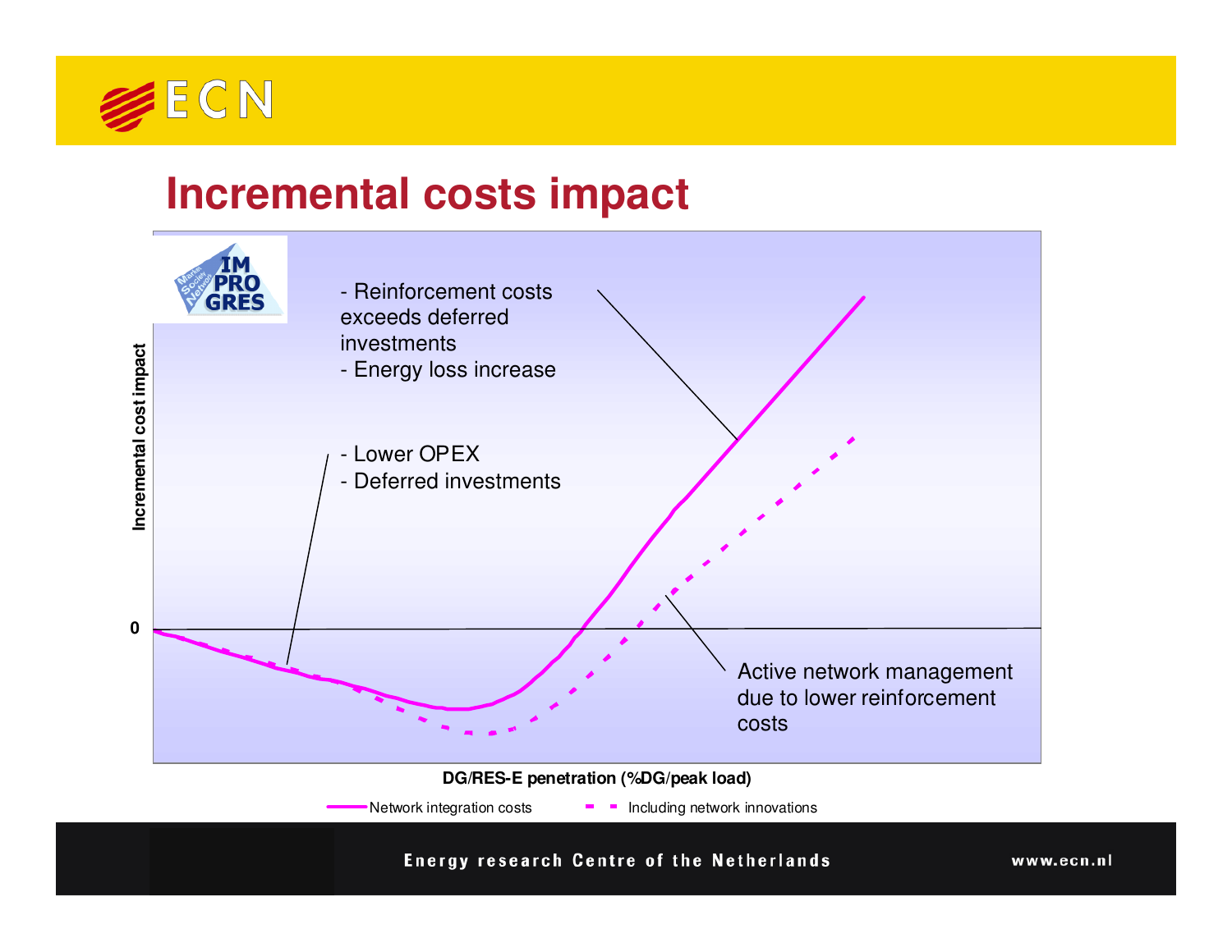# Incremental costs impact

Incremental cost impact

0

- Reinforcement costs exceeds deferred investments
- Energy loss increase

- Lower OPEX
- Deferred investments

Active network management due to lower reinforcement costs

DG/RES-E penetration (%DG/peak load)

Network integration costs — Including network innovations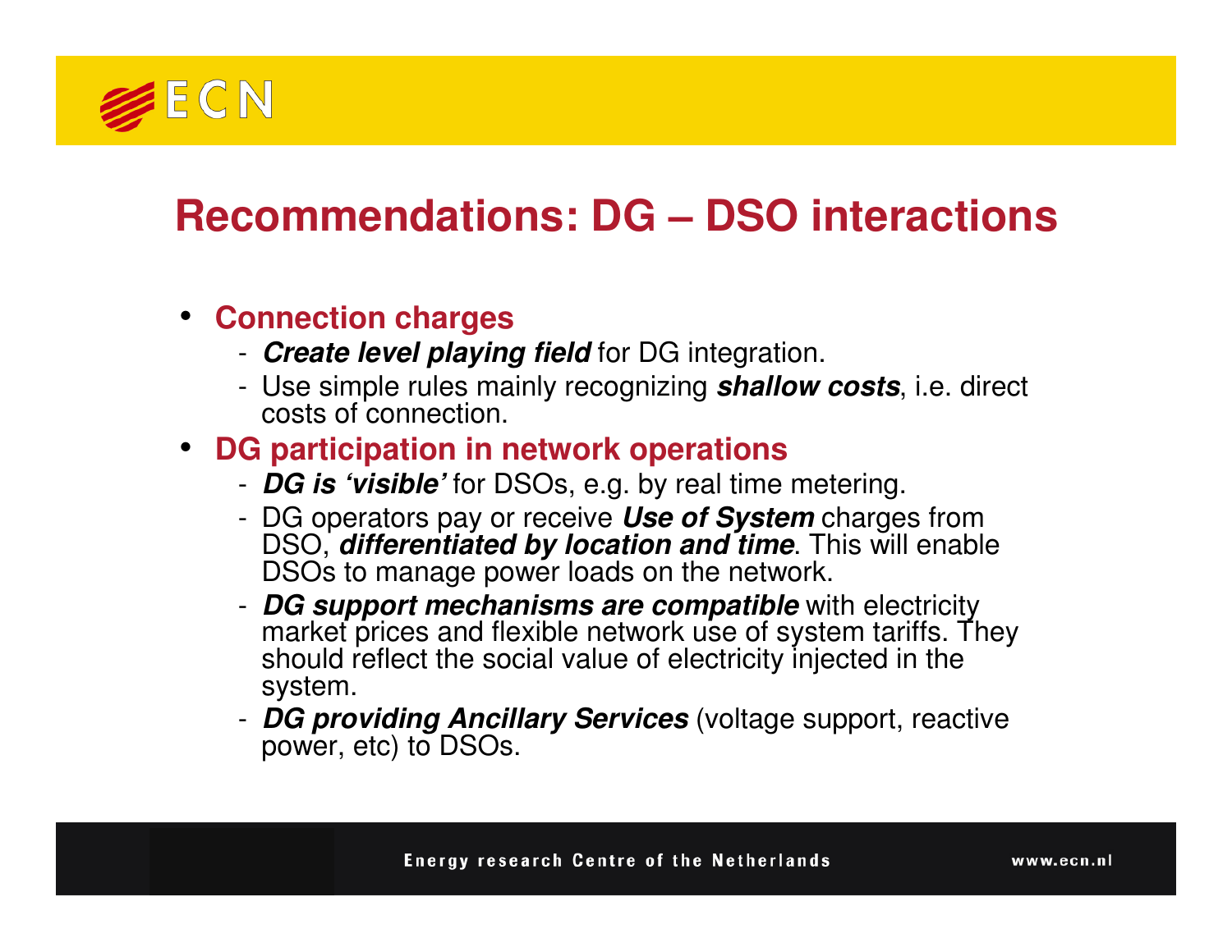# Recommendations: DG – DSO interactions

- **Connection charges**
  - ***Create level playing field*** for DG integration.
  - Use simple rules mainly recognizing ***shallow costs***, i.e. direct costs of connection.
- **DG participation in network operations**
  - ***DG is 'visible'*** for DSOs, e.g. by real time metering.
  - DG operators pay or receive ***Use of System*** charges from DSO, ***differentiated by location and time***. This will enable DSOs to manage power loads on the network.
  - ***DG support mechanisms are compatible*** with electricity market prices and flexible network use of system tariffs. They should reflect the social value of electricity injected in the system.
  - ***DG providing Ancillary Services*** (voltage support, reactive power, etc) to DSOs.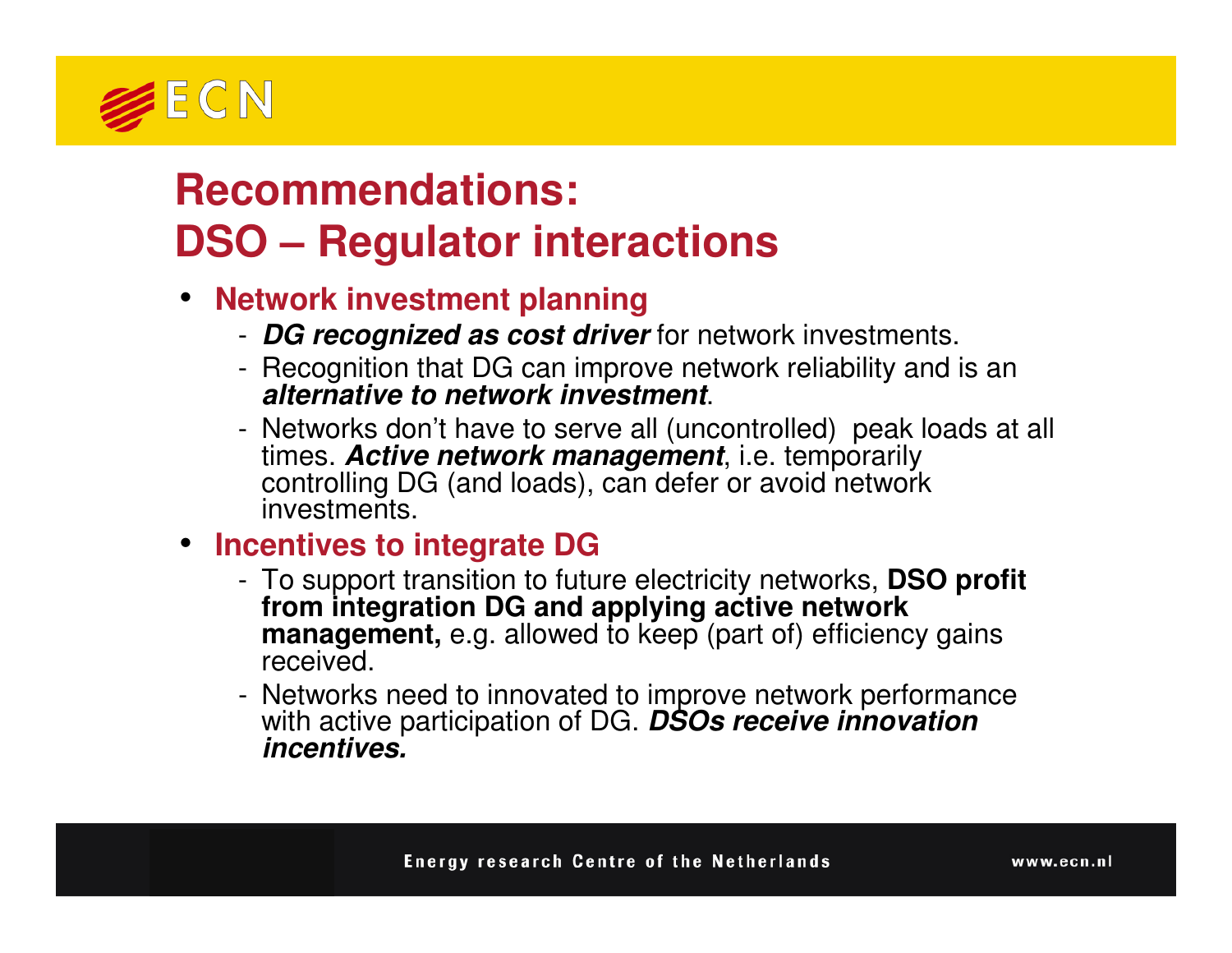# Recommendations: DSO – Regulator interactions

- **Network investment planning**
  - ***DG recognized as cost driver*** for network investments.
  - Recognition that DG can improve network reliability and is an ***alternative to network investment***.
  - Networks don't have to serve all (uncontrolled) peak loads at all times. ***Active network management***, i.e. temporarily controlling DG (and loads), can defer or avoid network investments.
- **Incentives to integrate DG**
  - To support transition to future electricity networks, **DSO profit from integration DG and applying active network management,** e.g. allowed to keep (part of) efficiency gains received.
  - Networks need to innovated to improve network performance with active participation of DG. ***DSOs receive innovation incentives.***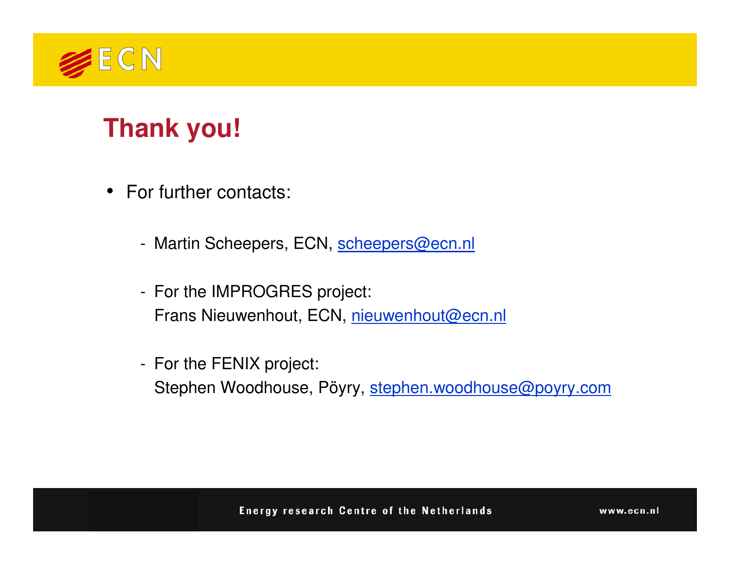# Thank you!

- For further contacts:

  - Martin Scheepers, ECN, scheepers@ecn.nl

  - For the IMPROGRES project:
    Frans Nieuwenhout, ECN, nieuwenhout@ecn.nl

  - For the FENIX project:
    Stephen Woodhouse, Pöyry, stephen.woodhouse@poyry.com